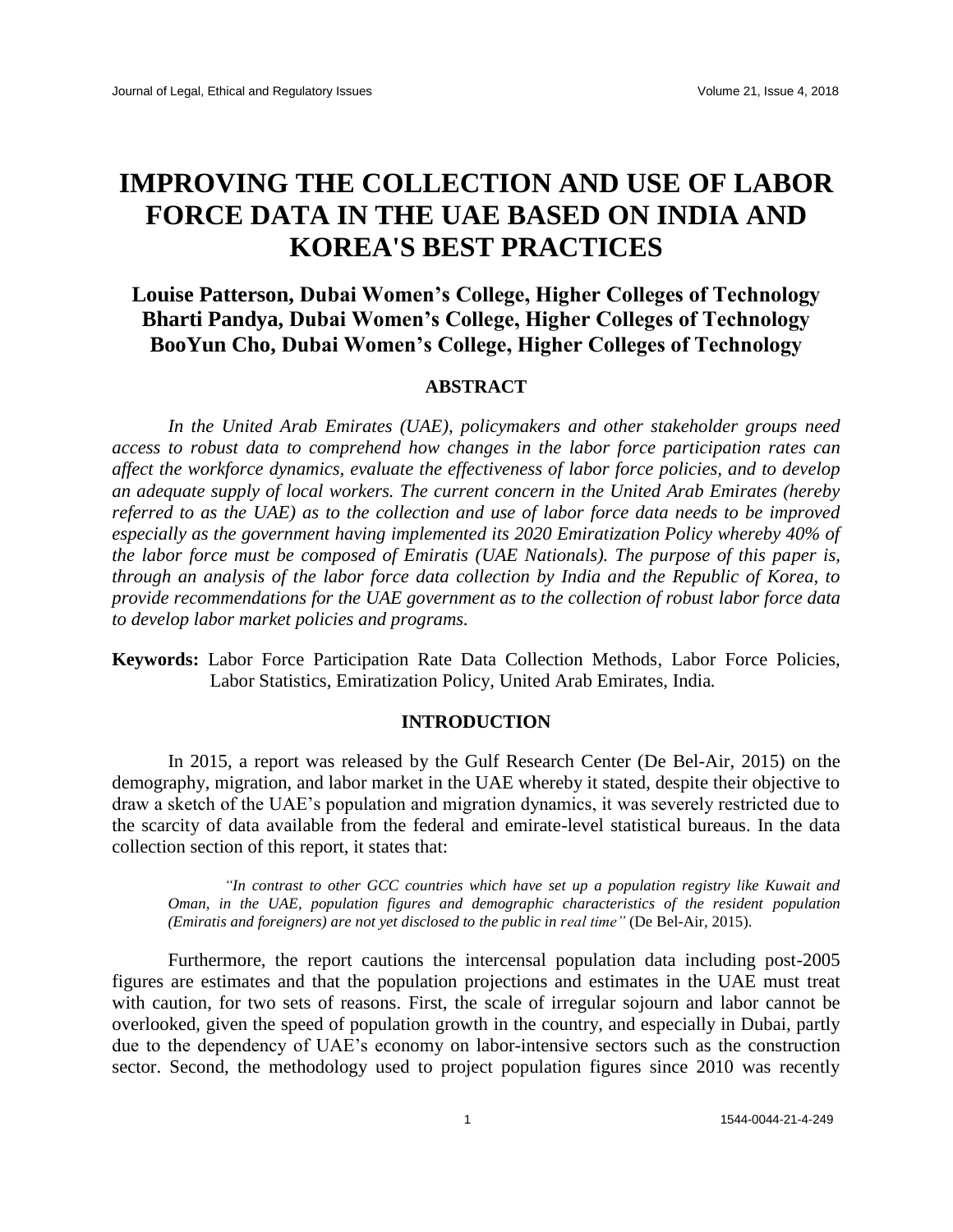# IMPROVING THE COLLECTION AND USE OF LABOR FORCE DATA IN THE UAE BASED ON INDIA AND KOREA'S BEST PRACTICES

**Louise Patterson, Dubai Women's College, Higher Colleges of Technology**
**Bharti Pandya, Dubai Women's College, Higher Colleges of Technology**
**BooYun Cho, Dubai Women's College, Higher Colleges of Technology**

## ABSTRACT

*In the United Arab Emirates (UAE), policymakers and other stakeholder groups need access to robust data to comprehend how changes in the labor force participation rates can affect the workforce dynamics, evaluate the effectiveness of labor force policies, and to develop an adequate supply of local workers. The current concern in the United Arab Emirates (hereby referred to as the UAE) as to the collection and use of labor force data needs to be improved especially as the government having implemented its 2020 Emiratization Policy whereby 40% of the labor force must be composed of Emiratis (UAE Nationals). The purpose of this paper is, through an analysis of the labor force data collection by India and the Republic of Korea, to provide recommendations for the UAE government as to the collection of robust labor force data to develop labor market policies and programs.*

**Keywords:** Labor Force Participation Rate Data Collection Methods, Labor Force Policies, Labor Statistics, Emiratization Policy, United Arab Emirates, India.

## INTRODUCTION

In 2015, a report was released by the Gulf Research Center (De Bel-Air, 2015) on the demography, migration, and labor market in the UAE whereby it stated, despite their objective to draw a sketch of the UAE's population and migration dynamics, it was severely restricted due to the scarcity of data available from the federal and emirate-level statistical bureaus. In the data collection section of this report, it states that:

> *"In contrast to other GCC countries which have set up a population registry like Kuwait and Oman, in the UAE, population figures and demographic characteristics of the resident population (Emiratis and foreigners) are not yet disclosed to the public in real time"* (De Bel-Air, 2015).

Furthermore, the report cautions the intercensal population data including post-2005 figures are estimates and that the population projections and estimates in the UAE must treat with caution, for two sets of reasons. First, the scale of irregular sojourn and labor cannot be overlooked, given the speed of population growth in the country, and especially in Dubai, partly due to the dependency of UAE's economy on labor-intensive sectors such as the construction sector. Second, the methodology used to project population figures since 2010 was recently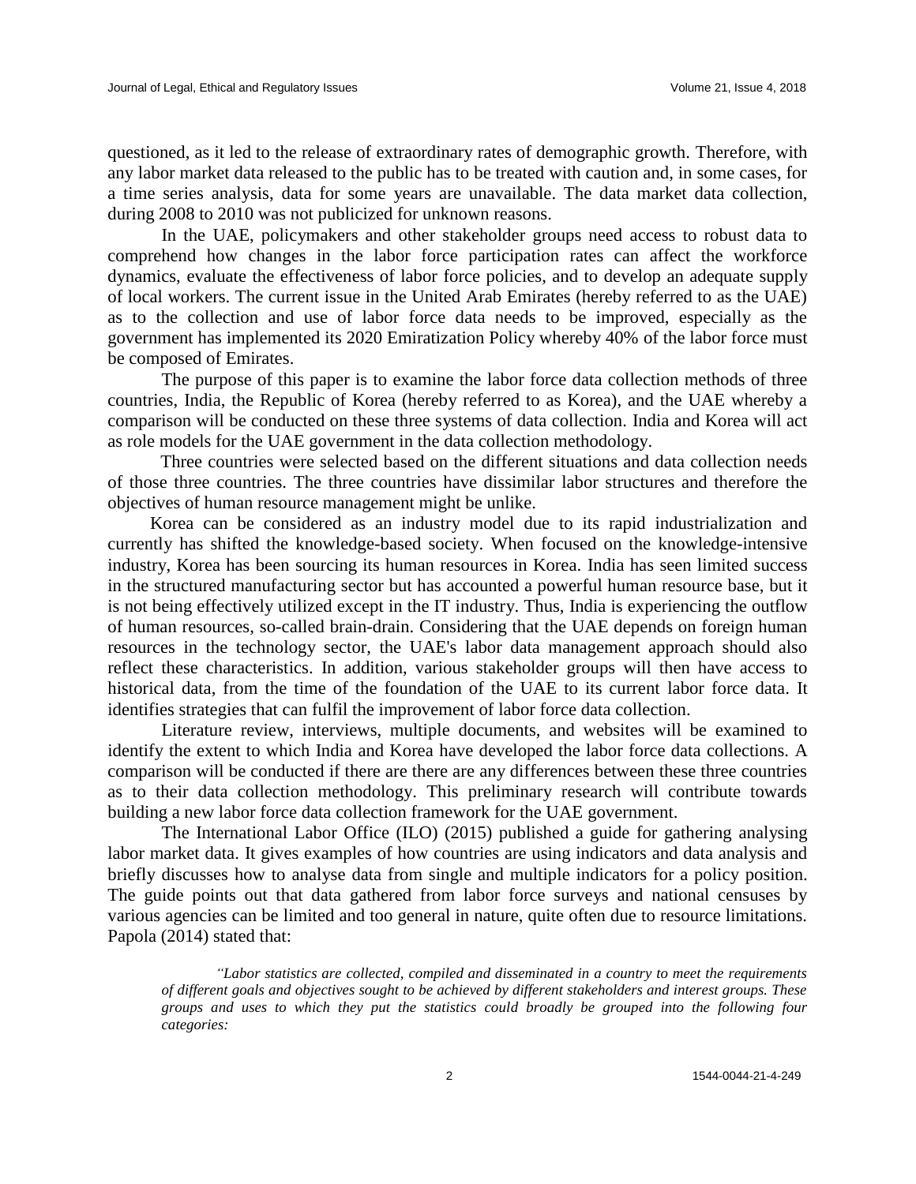questioned, as it led to the release of extraordinary rates of demographic growth. Therefore, with any labor market data released to the public has to be treated with caution and, in some cases, for a time series analysis, data for some years are unavailable. The data market data collection, during 2008 to 2010 was not publicized for unknown reasons.

In the UAE, policymakers and other stakeholder groups need access to robust data to comprehend how changes in the labor force participation rates can affect the workforce dynamics, evaluate the effectiveness of labor force policies, and to develop an adequate supply of local workers. The current issue in the United Arab Emirates (hereby referred to as the UAE) as to the collection and use of labor force data needs to be improved, especially as the government has implemented its 2020 Emiratization Policy whereby 40% of the labor force must be composed of Emirates.

The purpose of this paper is to examine the labor force data collection methods of three countries, India, the Republic of Korea (hereby referred to as Korea), and the UAE whereby a comparison will be conducted on these three systems of data collection. India and Korea will act as role models for the UAE government in the data collection methodology.

Three countries were selected based on the different situations and data collection needs of those three countries. The three countries have dissimilar labor structures and therefore the objectives of human resource management might be unlike.

Korea can be considered as an industry model due to its rapid industrialization and currently has shifted the knowledge-based society. When focused on the knowledge-intensive industry, Korea has been sourcing its human resources in Korea. India has seen limited success in the structured manufacturing sector but has accounted a powerful human resource base, but it is not being effectively utilized except in the IT industry. Thus, India is experiencing the outflow of human resources, so-called brain-drain. Considering that the UAE depends on foreign human resources in the technology sector, the UAE's labor data management approach should also reflect these characteristics. In addition, various stakeholder groups will then have access to historical data, from the time of the foundation of the UAE to its current labor force data. It identifies strategies that can fulfil the improvement of labor force data collection.

Literature review, interviews, multiple documents, and websites will be examined to identify the extent to which India and Korea have developed the labor force data collections. A comparison will be conducted if there are there are any differences between these three countries as to their data collection methodology. This preliminary research will contribute towards building a new labor force data collection framework for the UAE government.

The International Labor Office (ILO) (2015) published a guide for gathering analysing labor market data. It gives examples of how countries are using indicators and data analysis and briefly discusses how to analyse data from single and multiple indicators for a policy position. The guide points out that data gathered from labor force surveys and national censuses by various agencies can be limited and too general in nature, quite often due to resource limitations. Papola (2014) stated that:

> *"Labor statistics are collected, compiled and disseminated in a country to meet the requirements of different goals and objectives sought to be achieved by different stakeholders and interest groups. These groups and uses to which they put the statistics could broadly be grouped into the following four categories:*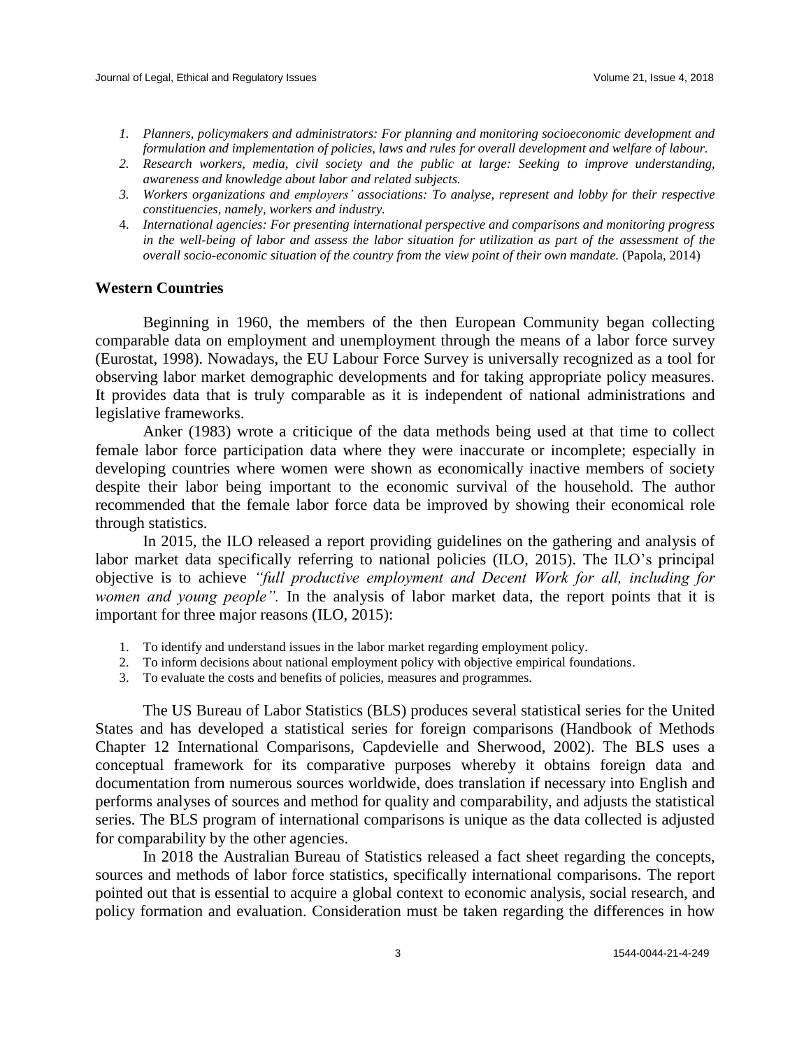1. *Planners, policymakers and administrators: For planning and monitoring socioeconomic development and formulation and implementation of policies, laws and rules for overall development and welfare of labour.*
2. *Research workers, media, civil society and the public at large: Seeking to improve understanding, awareness and knowledge about labor and related subjects.*
3. *Workers organizations and employers' associations: To analyse, represent and lobby for their respective constituencies, namely, workers and industry.*
4. *International agencies: For presenting international perspective and comparisons and monitoring progress in the well-being of labor and assess the labor situation for utilization as part of the assessment of the overall socio-economic situation of the country from the view point of their own mandate.* (Papola, 2014)

## Western Countries

Beginning in 1960, the members of the then European Community began collecting comparable data on employment and unemployment through the means of a labor force survey (Eurostat, 1998). Nowadays, the EU Labour Force Survey is universally recognized as a tool for observing labor market demographic developments and for taking appropriate policy measures. It provides data that is truly comparable as it is independent of national administrations and legislative frameworks.

Anker (1983) wrote a criticique of the data methods being used at that time to collect female labor force participation data where they were inaccurate or incomplete; especially in developing countries where women were shown as economically inactive members of society despite their labor being important to the economic survival of the household. The author recommended that the female labor force data be improved by showing their economical role through statistics.

In 2015, the ILO released a report providing guidelines on the gathering and analysis of labor market data specifically referring to national policies (ILO, 2015). The ILO's principal objective is to achieve *"full productive employment and Decent Work for all, including for women and young people".* In the analysis of labor market data, the report points that it is important for three major reasons (ILO, 2015):

1. To identify and understand issues in the labor market regarding employment policy.
2. To inform decisions about national employment policy with objective empirical foundations.
3. To evaluate the costs and benefits of policies, measures and programmes.

The US Bureau of Labor Statistics (BLS) produces several statistical series for the United States and has developed a statistical series for foreign comparisons (Handbook of Methods Chapter 12 International Comparisons, Capdevielle and Sherwood, 2002). The BLS uses a conceptual framework for its comparative purposes whereby it obtains foreign data and documentation from numerous sources worldwide, does translation if necessary into English and performs analyses of sources and method for quality and comparability, and adjusts the statistical series. The BLS program of international comparisons is unique as the data collected is adjusted for comparability by the other agencies.

In 2018 the Australian Bureau of Statistics released a fact sheet regarding the concepts, sources and methods of labor force statistics, specifically international comparisons. The report pointed out that is essential to acquire a global context to economic analysis, social research, and policy formation and evaluation. Consideration must be taken regarding the differences in how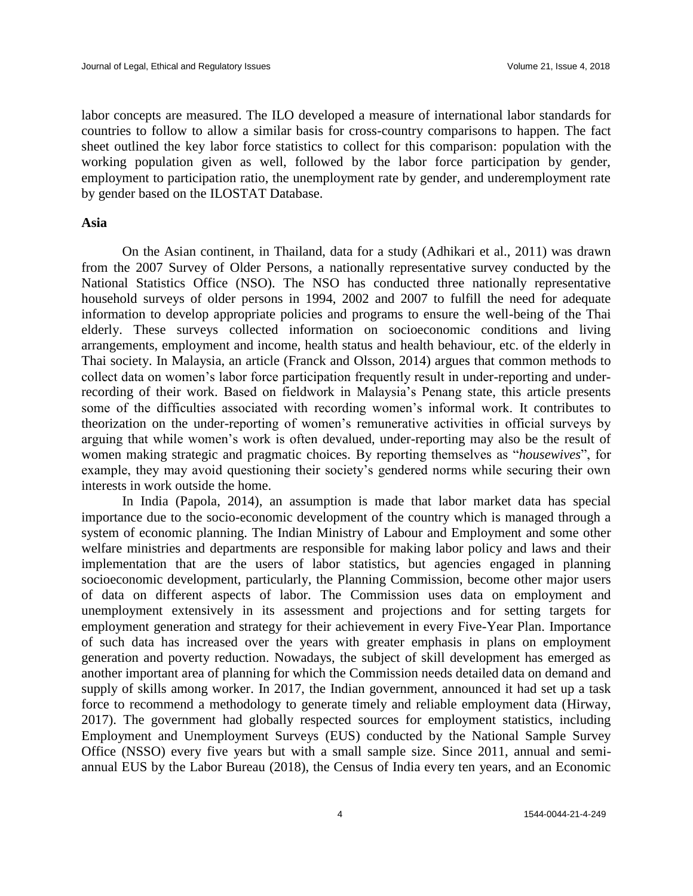labor concepts are measured. The ILO developed a measure of international labor standards for countries to follow to allow a similar basis for cross-country comparisons to happen. The fact sheet outlined the key labor force statistics to collect for this comparison: population with the working population given as well, followed by the labor force participation by gender, employment to participation ratio, the unemployment rate by gender, and underemployment rate by gender based on the ILOSTAT Database.

### Asia

On the Asian continent, in Thailand, data for a study (Adhikari et al., 2011) was drawn from the 2007 Survey of Older Persons, a nationally representative survey conducted by the National Statistics Office (NSO). The NSO has conducted three nationally representative household surveys of older persons in 1994, 2002 and 2007 to fulfill the need for adequate information to develop appropriate policies and programs to ensure the well-being of the Thai elderly. These surveys collected information on socioeconomic conditions and living arrangements, employment and income, health status and health behaviour, etc. of the elderly in Thai society. In Malaysia, an article (Franck and Olsson, 2014) argues that common methods to collect data on women's labor force participation frequently result in under-reporting and under-recording of their work. Based on fieldwork in Malaysia's Penang state, this article presents some of the difficulties associated with recording women's informal work. It contributes to theorization on the under-reporting of women's remunerative activities in official surveys by arguing that while women's work is often devalued, under-reporting may also be the result of women making strategic and pragmatic choices. By reporting themselves as "*housewives*", for example, they may avoid questioning their society's gendered norms while securing their own interests in work outside the home.

In India (Papola, 2014), an assumption is made that labor market data has special importance due to the socio-economic development of the country which is managed through a system of economic planning. The Indian Ministry of Labour and Employment and some other welfare ministries and departments are responsible for making labor policy and laws and their implementation that are the users of labor statistics, but agencies engaged in planning socioeconomic development, particularly, the Planning Commission, become other major users of data on different aspects of labor. The Commission uses data on employment and unemployment extensively in its assessment and projections and for setting targets for employment generation and strategy for their achievement in every Five-Year Plan. Importance of such data has increased over the years with greater emphasis in plans on employment generation and poverty reduction. Nowadays, the subject of skill development has emerged as another important area of planning for which the Commission needs detailed data on demand and supply of skills among worker. In 2017, the Indian government, announced it had set up a task force to recommend a methodology to generate timely and reliable employment data (Hirway, 2017). The government had globally respected sources for employment statistics, including Employment and Unemployment Surveys (EUS) conducted by the National Sample Survey Office (NSSO) every five years but with a small sample size. Since 2011, annual and semi-annual EUS by the Labor Bureau (2018), the Census of India every ten years, and an Economic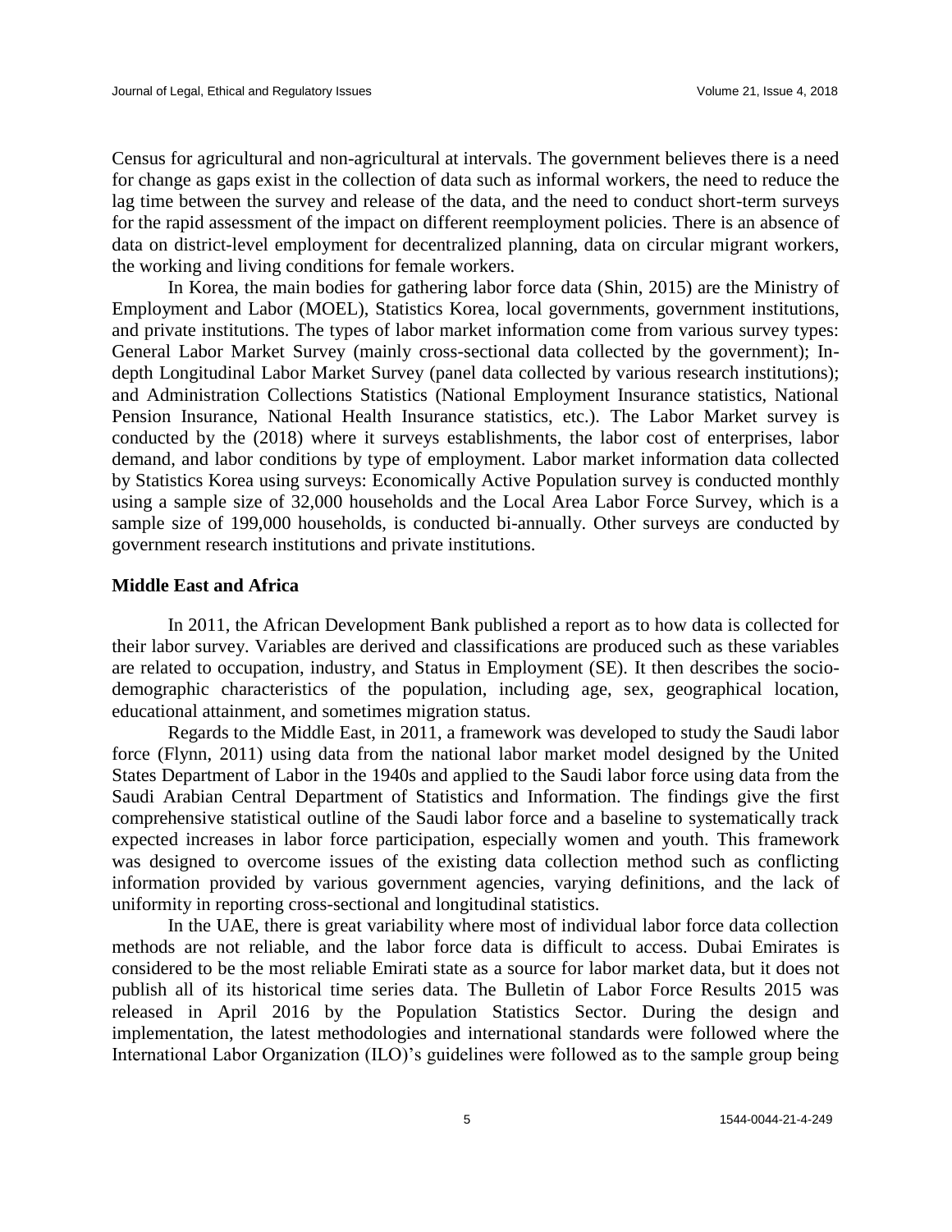Census for agricultural and non-agricultural at intervals. The government believes there is a need for change as gaps exist in the collection of data such as informal workers, the need to reduce the lag time between the survey and release of the data, and the need to conduct short-term surveys for the rapid assessment of the impact on different reemployment policies. There is an absence of data on district-level employment for decentralized planning, data on circular migrant workers, the working and living conditions for female workers.

In Korea, the main bodies for gathering labor force data (Shin, 2015) are the Ministry of Employment and Labor (MOEL), Statistics Korea, local governments, government institutions, and private institutions. The types of labor market information come from various survey types: General Labor Market Survey (mainly cross-sectional data collected by the government); In-depth Longitudinal Labor Market Survey (panel data collected by various research institutions); and Administration Collections Statistics (National Employment Insurance statistics, National Pension Insurance, National Health Insurance statistics, etc.). The Labor Market survey is conducted by the (2018) where it surveys establishments, the labor cost of enterprises, labor demand, and labor conditions by type of employment. Labor market information data collected by Statistics Korea using surveys: Economically Active Population survey is conducted monthly using a sample size of 32,000 households and the Local Area Labor Force Survey, which is a sample size of 199,000 households, is conducted bi-annually. Other surveys are conducted by government research institutions and private institutions.

**Middle East and Africa**

In 2011, the African Development Bank published a report as to how data is collected for their labor survey. Variables are derived and classifications are produced such as these variables are related to occupation, industry, and Status in Employment (SE). It then describes the socio-demographic characteristics of the population, including age, sex, geographical location, educational attainment, and sometimes migration status.

Regards to the Middle East, in 2011, a framework was developed to study the Saudi labor force (Flynn, 2011) using data from the national labor market model designed by the United States Department of Labor in the 1940s and applied to the Saudi labor force using data from the Saudi Arabian Central Department of Statistics and Information. The findings give the first comprehensive statistical outline of the Saudi labor force and a baseline to systematically track expected increases in labor force participation, especially women and youth. This framework was designed to overcome issues of the existing data collection method such as conflicting information provided by various government agencies, varying definitions, and the lack of uniformity in reporting cross-sectional and longitudinal statistics.

In the UAE, there is great variability where most of individual labor force data collection methods are not reliable, and the labor force data is difficult to access. Dubai Emirates is considered to be the most reliable Emirati state as a source for labor market data, but it does not publish all of its historical time series data. The Bulletin of Labor Force Results 2015 was released in April 2016 by the Population Statistics Sector. During the design and implementation, the latest methodologies and international standards were followed where the International Labor Organization (ILO)'s guidelines were followed as to the sample group being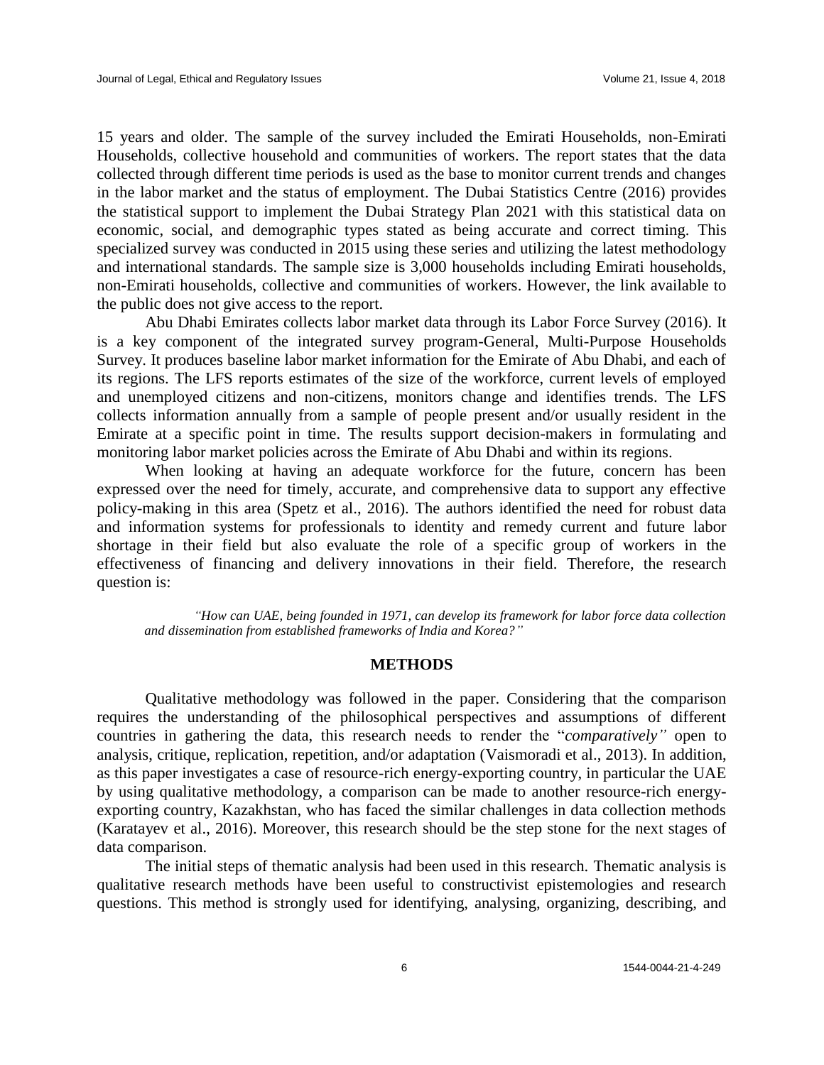15 years and older. The sample of the survey included the Emirati Households, non-Emirati Households, collective household and communities of workers. The report states that the data collected through different time periods is used as the base to monitor current trends and changes in the labor market and the status of employment. The Dubai Statistics Centre (2016) provides the statistical support to implement the Dubai Strategy Plan 2021 with this statistical data on economic, social, and demographic types stated as being accurate and correct timing. This specialized survey was conducted in 2015 using these series and utilizing the latest methodology and international standards. The sample size is 3,000 households including Emirati households, non-Emirati households, collective and communities of workers. However, the link available to the public does not give access to the report.

Abu Dhabi Emirates collects labor market data through its Labor Force Survey (2016). It is a key component of the integrated survey program-General, Multi-Purpose Households Survey. It produces baseline labor market information for the Emirate of Abu Dhabi, and each of its regions. The LFS reports estimates of the size of the workforce, current levels of employed and unemployed citizens and non-citizens, monitors change and identifies trends. The LFS collects information annually from a sample of people present and/or usually resident in the Emirate at a specific point in time. The results support decision-makers in formulating and monitoring labor market policies across the Emirate of Abu Dhabi and within its regions.

When looking at having an adequate workforce for the future, concern has been expressed over the need for timely, accurate, and comprehensive data to support any effective policy-making in this area (Spetz et al., 2016). The authors identified the need for robust data and information systems for professionals to identity and remedy current and future labor shortage in their field but also evaluate the role of a specific group of workers in the effectiveness of financing and delivery innovations in their field. Therefore, the research question is:

> *"How can UAE, being founded in 1971, can develop its framework for labor force data collection and dissemination from established frameworks of India and Korea?"*

## METHODS

Qualitative methodology was followed in the paper. Considering that the comparison requires the understanding of the philosophical perspectives and assumptions of different countries in gathering the data, this research needs to render the "*comparatively"* open to analysis, critique, replication, repetition, and/or adaptation (Vaismoradi et al., 2013). In addition, as this paper investigates a case of resource-rich energy-exporting country, in particular the UAE by using qualitative methodology, a comparison can be made to another resource-rich energy-exporting country, Kazakhstan, who has faced the similar challenges in data collection methods (Karatayev et al., 2016). Moreover, this research should be the step stone for the next stages of data comparison.

The initial steps of thematic analysis had been used in this research. Thematic analysis is qualitative research methods have been useful to constructivist epistemologies and research questions. This method is strongly used for identifying, analysing, organizing, describing, and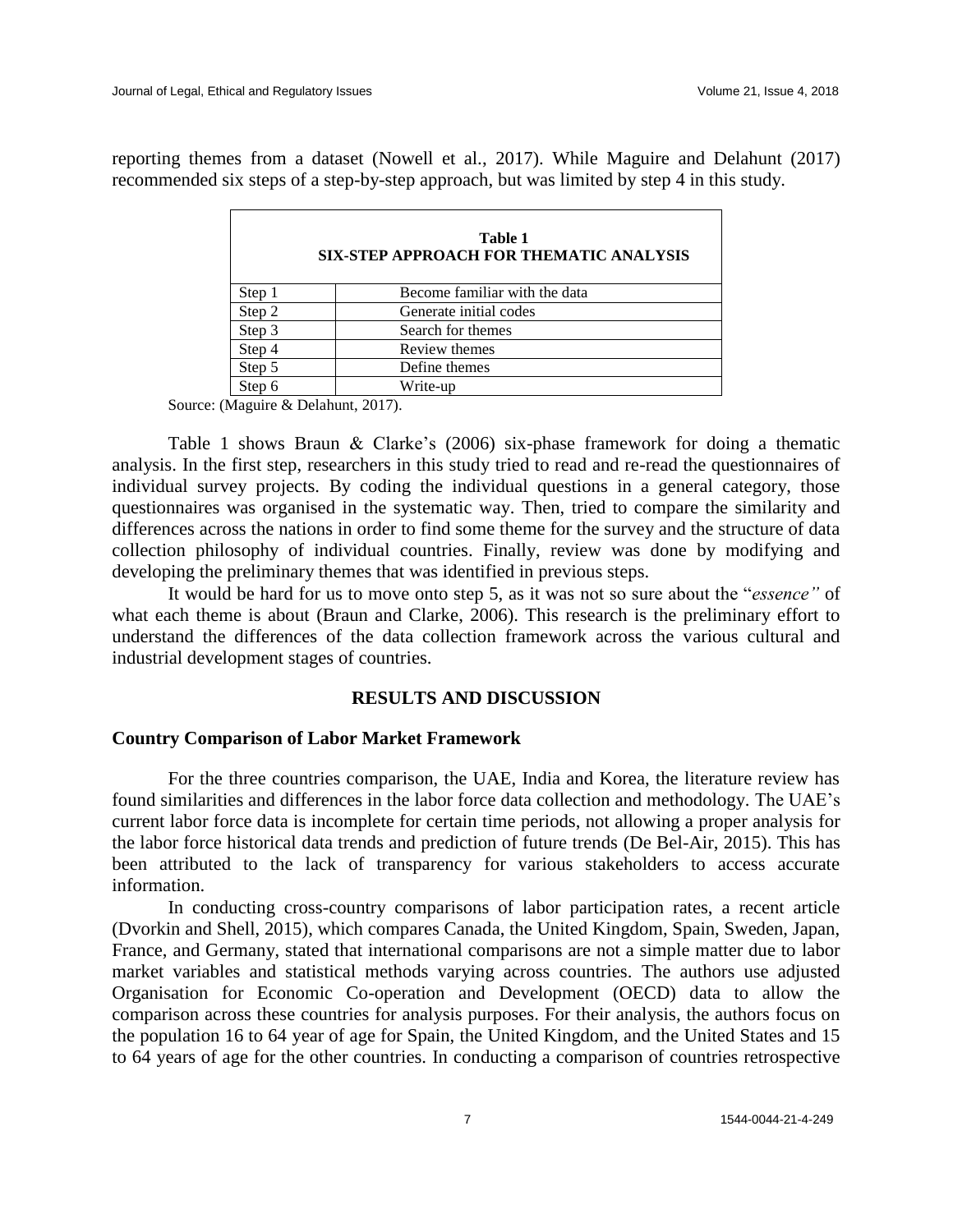reporting themes from a dataset (Nowell et al., 2017). While Maguire and Delahunt (2017) recommended six steps of a step-by-step approach, but was limited by step 4 in this study.

**Table 1**
**SIX-STEP APPROACH FOR THEMATIC ANALYSIS**

| | |
|---|---|
| Step 1 | Become familiar with the data |
| Step 2 | Generate initial codes |
| Step 3 | Search for themes |
| Step 4 | Review themes |
| Step 5 | Define themes |
| Step 6 | Write-up |

Source: (Maguire & Delahunt, 2017).

Table 1 shows Braun & Clarke's (2006) six-phase framework for doing a thematic analysis. In the first step, researchers in this study tried to read and re-read the questionnaires of individual survey projects. By coding the individual questions in a general category, those questionnaires was organised in the systematic way. Then, tried to compare the similarity and differences across the nations in order to find some theme for the survey and the structure of data collection philosophy of individual countries. Finally, review was done by modifying and developing the preliminary themes that was identified in previous steps.

It would be hard for us to move onto step 5, as it was not so sure about the "*essence"* of what each theme is about (Braun and Clarke, 2006). This research is the preliminary effort to understand the differences of the data collection framework across the various cultural and industrial development stages of countries.

## RESULTS AND DISCUSSION

### Country Comparison of Labor Market Framework

For the three countries comparison, the UAE, India and Korea, the literature review has found similarities and differences in the labor force data collection and methodology. The UAE's current labor force data is incomplete for certain time periods, not allowing a proper analysis for the labor force historical data trends and prediction of future trends (De Bel-Air, 2015). This has been attributed to the lack of transparency for various stakeholders to access accurate information.

In conducting cross-country comparisons of labor participation rates, a recent article (Dvorkin and Shell, 2015), which compares Canada, the United Kingdom, Spain, Sweden, Japan, France, and Germany, stated that international comparisons are not a simple matter due to labor market variables and statistical methods varying across countries. The authors use adjusted Organisation for Economic Co-operation and Development (OECD) data to allow the comparison across these countries for analysis purposes. For their analysis, the authors focus on the population 16 to 64 year of age for Spain, the United Kingdom, and the United States and 15 to 64 years of age for the other countries. In conducting a comparison of countries retrospective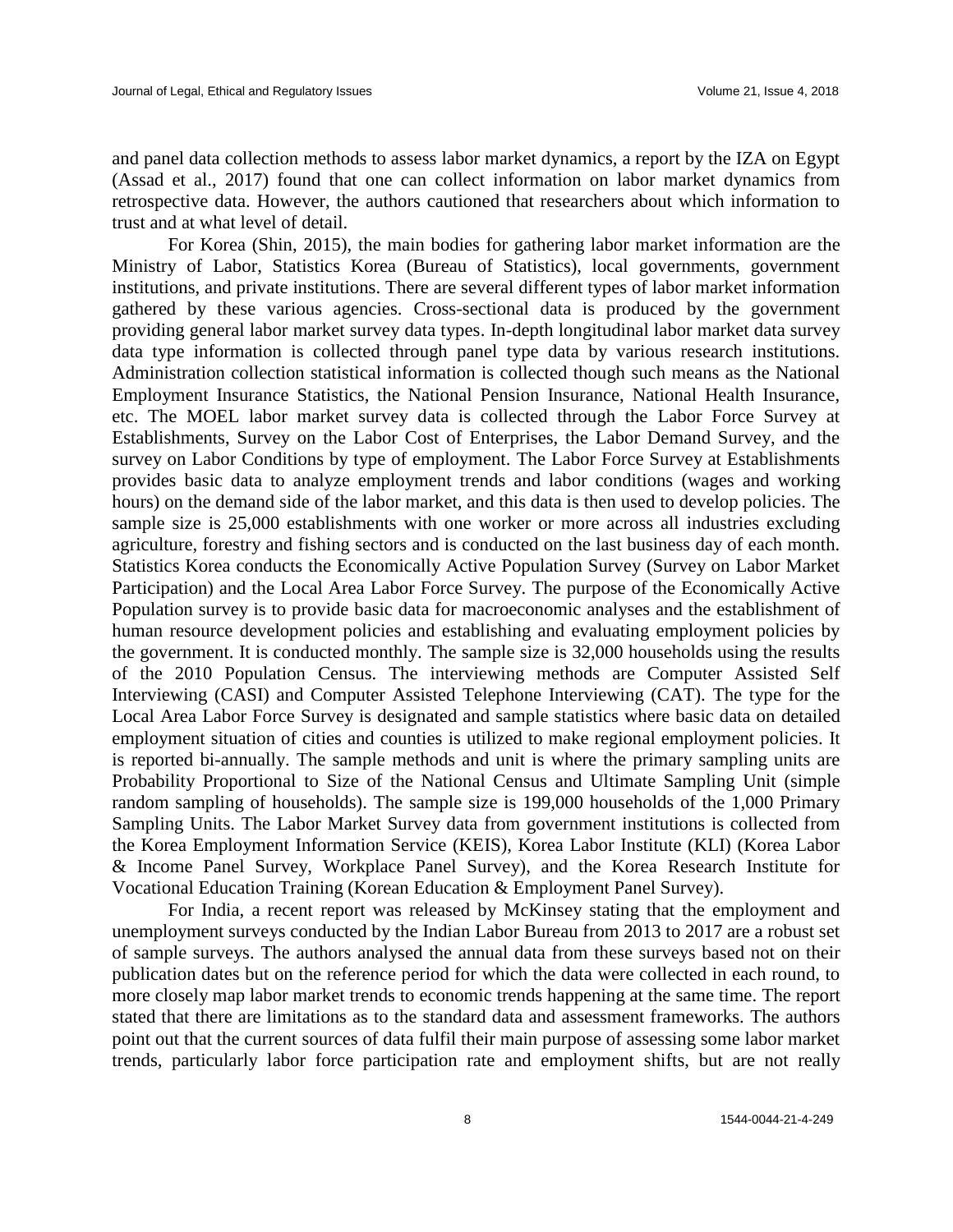and panel data collection methods to assess labor market dynamics, a report by the IZA on Egypt (Assad et al., 2017) found that one can collect information on labor market dynamics from retrospective data. However, the authors cautioned that researchers about which information to trust and at what level of detail.

For Korea (Shin, 2015), the main bodies for gathering labor market information are the Ministry of Labor, Statistics Korea (Bureau of Statistics), local governments, government institutions, and private institutions. There are several different types of labor market information gathered by these various agencies. Cross-sectional data is produced by the government providing general labor market survey data types. In-depth longitudinal labor market data survey data type information is collected through panel type data by various research institutions. Administration collection statistical information is collected though such means as the National Employment Insurance Statistics, the National Pension Insurance, National Health Insurance, etc. The MOEL labor market survey data is collected through the Labor Force Survey at Establishments, Survey on the Labor Cost of Enterprises, the Labor Demand Survey, and the survey on Labor Conditions by type of employment. The Labor Force Survey at Establishments provides basic data to analyze employment trends and labor conditions (wages and working hours) on the demand side of the labor market, and this data is then used to develop policies. The sample size is 25,000 establishments with one worker or more across all industries excluding agriculture, forestry and fishing sectors and is conducted on the last business day of each month. Statistics Korea conducts the Economically Active Population Survey (Survey on Labor Market Participation) and the Local Area Labor Force Survey. The purpose of the Economically Active Population survey is to provide basic data for macroeconomic analyses and the establishment of human resource development policies and establishing and evaluating employment policies by the government. It is conducted monthly. The sample size is 32,000 households using the results of the 2010 Population Census. The interviewing methods are Computer Assisted Self Interviewing (CASI) and Computer Assisted Telephone Interviewing (CAT). The type for the Local Area Labor Force Survey is designated and sample statistics where basic data on detailed employment situation of cities and counties is utilized to make regional employment policies. It is reported bi-annually. The sample methods and unit is where the primary sampling units are Probability Proportional to Size of the National Census and Ultimate Sampling Unit (simple random sampling of households). The sample size is 199,000 households of the 1,000 Primary Sampling Units. The Labor Market Survey data from government institutions is collected from the Korea Employment Information Service (KEIS), Korea Labor Institute (KLI) (Korea Labor & Income Panel Survey, Workplace Panel Survey), and the Korea Research Institute for Vocational Education Training (Korean Education & Employment Panel Survey).

For India, a recent report was released by McKinsey stating that the employment and unemployment surveys conducted by the Indian Labor Bureau from 2013 to 2017 are a robust set of sample surveys. The authors analysed the annual data from these surveys based not on their publication dates but on the reference period for which the data were collected in each round, to more closely map labor market trends to economic trends happening at the same time. The report stated that there are limitations as to the standard data and assessment frameworks. The authors point out that the current sources of data fulfil their main purpose of assessing some labor market trends, particularly labor force participation rate and employment shifts, but are not really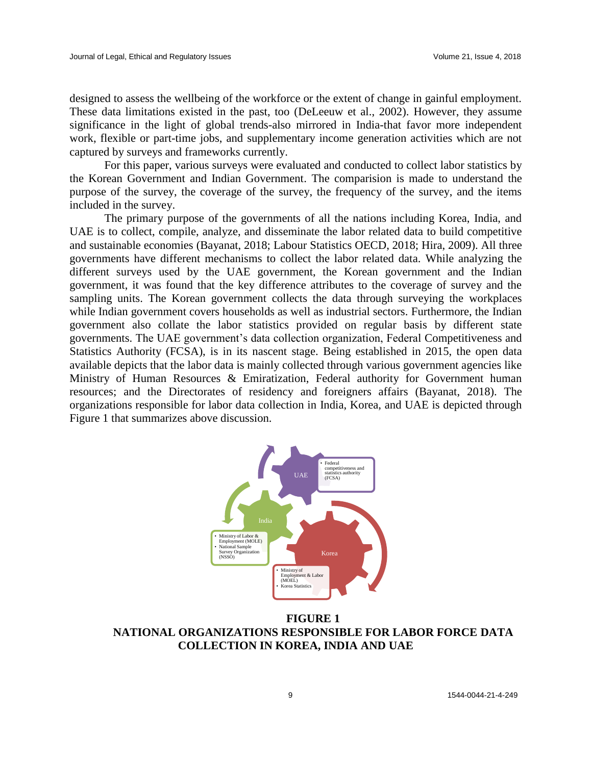designed to assess the wellbeing of the workforce or the extent of change in gainful employment. These data limitations existed in the past, too (DeLeeuw et al., 2002). However, they assume significance in the light of global trends-also mirrored in India-that favor more independent work, flexible or part-time jobs, and supplementary income generation activities which are not captured by surveys and frameworks currently.

For this paper, various surveys were evaluated and conducted to collect labor statistics by the Korean Government and Indian Government. The comparision is made to understand the purpose of the survey, the coverage of the survey, the frequency of the survey, and the items included in the survey.

The primary purpose of the governments of all the nations including Korea, India, and UAE is to collect, compile, analyze, and disseminate the labor related data to build competitive and sustainable economies (Bayanat, 2018; Labour Statistics OECD, 2018; Hira, 2009). All three governments have different mechanisms to collect the labor related data. While analyzing the different surveys used by the UAE government, the Korean government and the Indian government, it was found that the key difference attributes to the coverage of survey and the sampling units. The Korean government collects the data through surveying the workplaces while Indian government covers households as well as industrial sectors. Furthermore, the Indian government also collate the labor statistics provided on regular basis by different state governments. The UAE government's data collection organization, Federal Competitiveness and Statistics Authority (FCSA), is in its nascent stage. Being established in 2015, the open data available depicts that the labor data is mainly collected through various government agencies like Ministry of Human Resources & Emiratization, Federal authority for Government human resources; and the Directorates of residency and foreigners affairs (Bayanat, 2018). The organizations responsible for labor data collection in India, Korea, and UAE is depicted through Figure 1 that summarizes above discussion.

**FIGURE 1**
**NATIONAL ORGANIZATIONS RESPONSIBLE FOR LABOR FORCE DATA COLLECTION IN KOREA, INDIA AND UAE**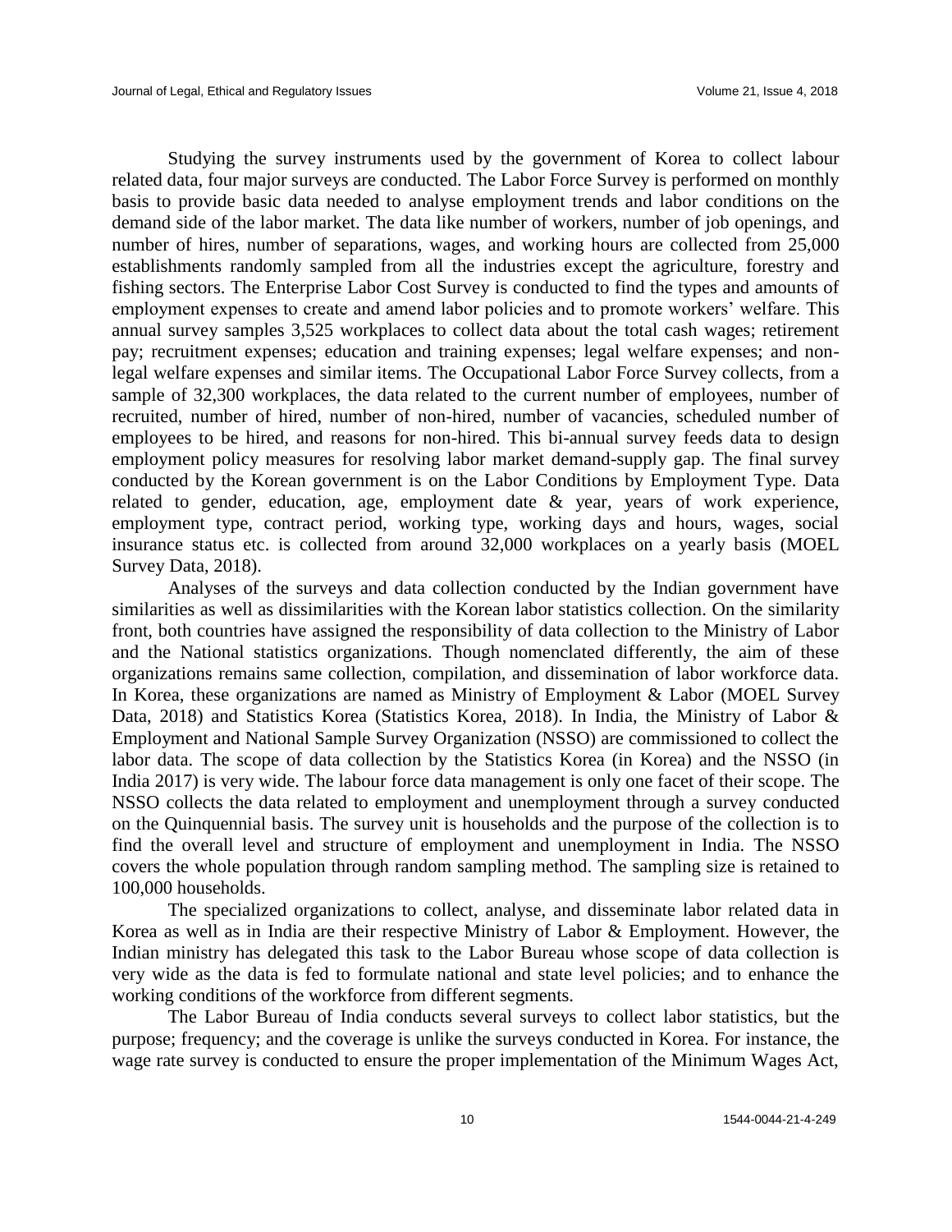Studying the survey instruments used by the government of Korea to collect labour related data, four major surveys are conducted. The Labor Force Survey is performed on monthly basis to provide basic data needed to analyse employment trends and labor conditions on the demand side of the labor market. The data like number of workers, number of job openings, and number of hires, number of separations, wages, and working hours are collected from 25,000 establishments randomly sampled from all the industries except the agriculture, forestry and fishing sectors. The Enterprise Labor Cost Survey is conducted to find the types and amounts of employment expenses to create and amend labor policies and to promote workers' welfare. This annual survey samples 3,525 workplaces to collect data about the total cash wages; retirement pay; recruitment expenses; education and training expenses; legal welfare expenses; and non-legal welfare expenses and similar items. The Occupational Labor Force Survey collects, from a sample of 32,300 workplaces, the data related to the current number of employees, number of recruited, number of hired, number of non-hired, number of vacancies, scheduled number of employees to be hired, and reasons for non-hired. This bi-annual survey feeds data to design employment policy measures for resolving labor market demand-supply gap. The final survey conducted by the Korean government is on the Labor Conditions by Employment Type. Data related to gender, education, age, employment date & year, years of work experience, employment type, contract period, working type, working days and hours, wages, social insurance status etc. is collected from around 32,000 workplaces on a yearly basis (MOEL Survey Data, 2018).

Analyses of the surveys and data collection conducted by the Indian government have similarities as well as dissimilarities with the Korean labor statistics collection. On the similarity front, both countries have assigned the responsibility of data collection to the Ministry of Labor and the National statistics organizations. Though nomenclated differently, the aim of these organizations remains same collection, compilation, and dissemination of labor workforce data. In Korea, these organizations are named as Ministry of Employment & Labor (MOEL Survey Data, 2018) and Statistics Korea (Statistics Korea, 2018). In India, the Ministry of Labor & Employment and National Sample Survey Organization (NSSO) are commissioned to collect the labor data. The scope of data collection by the Statistics Korea (in Korea) and the NSSO (in India 2017) is very wide. The labour force data management is only one facet of their scope. The NSSO collects the data related to employment and unemployment through a survey conducted on the Quinquennial basis. The survey unit is households and the purpose of the collection is to find the overall level and structure of employment and unemployment in India. The NSSO covers the whole population through random sampling method. The sampling size is retained to 100,000 households.

The specialized organizations to collect, analyse, and disseminate labor related data in Korea as well as in India are their respective Ministry of Labor & Employment. However, the Indian ministry has delegated this task to the Labor Bureau whose scope of data collection is very wide as the data is fed to formulate national and state level policies; and to enhance the working conditions of the workforce from different segments.

The Labor Bureau of India conducts several surveys to collect labor statistics, but the purpose; frequency; and the coverage is unlike the surveys conducted in Korea. For instance, the wage rate survey is conducted to ensure the proper implementation of the Minimum Wages Act,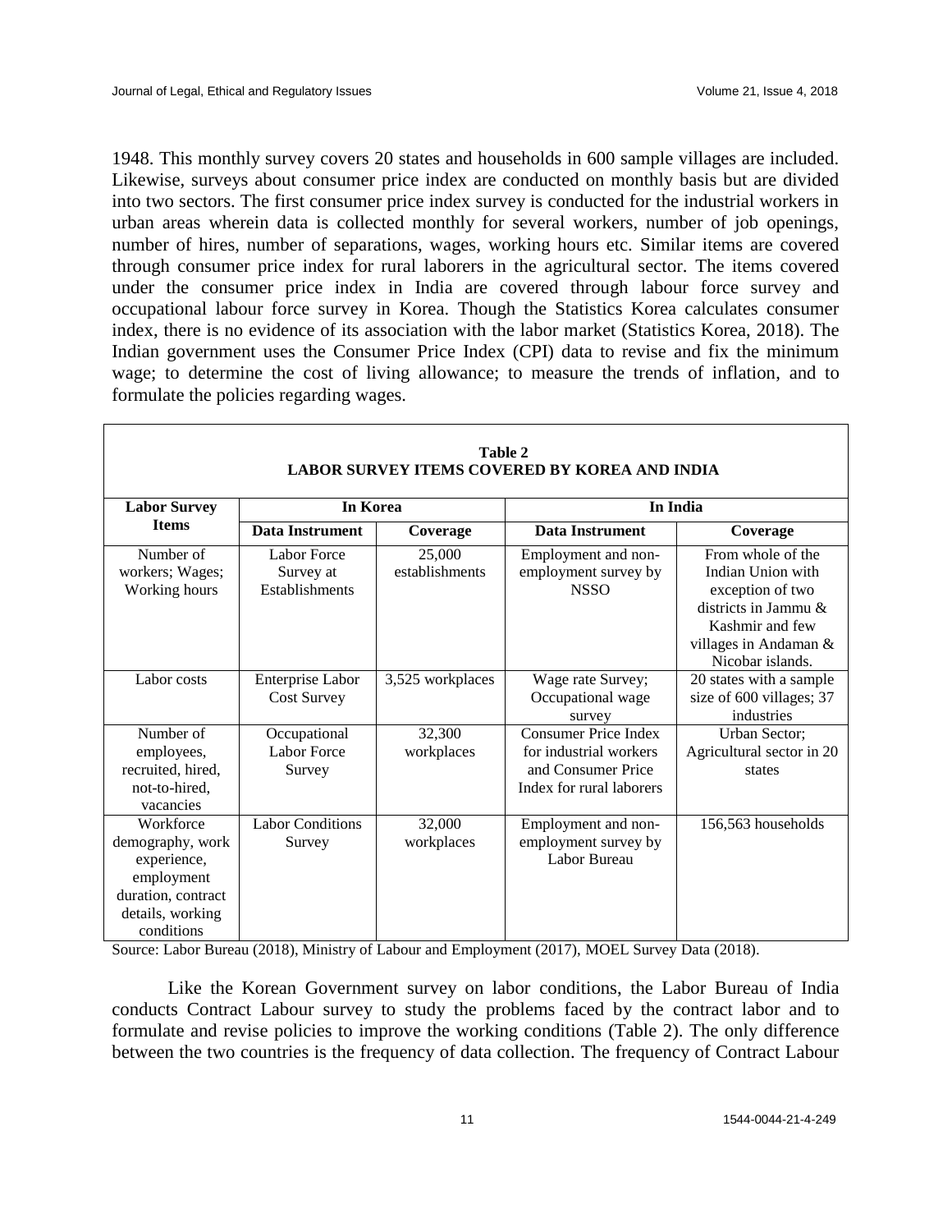1948. This monthly survey covers 20 states and households in 600 sample villages are included. Likewise, surveys about consumer price index are conducted on monthly basis but are divided into two sectors. The first consumer price index survey is conducted for the industrial workers in urban areas wherein data is collected monthly for several workers, number of job openings, number of hires, number of separations, wages, working hours etc. Similar items are covered through consumer price index for rural laborers in the agricultural sector. The items covered under the consumer price index in India are covered through labour force survey and occupational labour force survey in Korea. Though the Statistics Korea calculates consumer index, there is no evidence of its association with the labor market (Statistics Korea, 2018). The Indian government uses the Consumer Price Index (CPI) data to revise and fix the minimum wage; to determine the cost of living allowance; to measure the trends of inflation, and to formulate the policies regarding wages.

**Table 2**
**LABOR SURVEY ITEMS COVERED BY KOREA AND INDIA**

| Labor Survey Items | In Korea | | In India | |
|---|---|---|---|---|
| | **Data Instrument** | **Coverage** | **Data Instrument** | **Coverage** |
| Number of workers; Wages; Working hours | Labor Force Survey at Establishments | 25,000 establishments | Employment and non-employment survey by NSSO | From whole of the Indian Union with exception of two districts in Jammu & Kashmir and few villages in Andaman & Nicobar islands. |
| Labor costs | Enterprise Labor Cost Survey | 3,525 workplaces | Wage rate Survey; Occupational wage survey | 20 states with a sample size of 600 villages; 37 industries |
| Number of employees, recruited, hired, not-to-hired, vacancies | Occupational Labor Force Survey | 32,300 workplaces | Consumer Price Index for industrial workers and Consumer Price Index for rural laborers | Urban Sector; Agricultural sector in 20 states |
| Workforce demography, work experience, employment duration, contract details, working conditions | Labor Conditions Survey | 32,000 workplaces | Employment and non-employment survey by Labor Bureau | 156,563 households |

Source: Labor Bureau (2018), Ministry of Labour and Employment (2017), MOEL Survey Data (2018).

Like the Korean Government survey on labor conditions, the Labor Bureau of India conducts Contract Labour survey to study the problems faced by the contract labor and to formulate and revise policies to improve the working conditions (Table 2). The only difference between the two countries is the frequency of data collection. The frequency of Contract Labour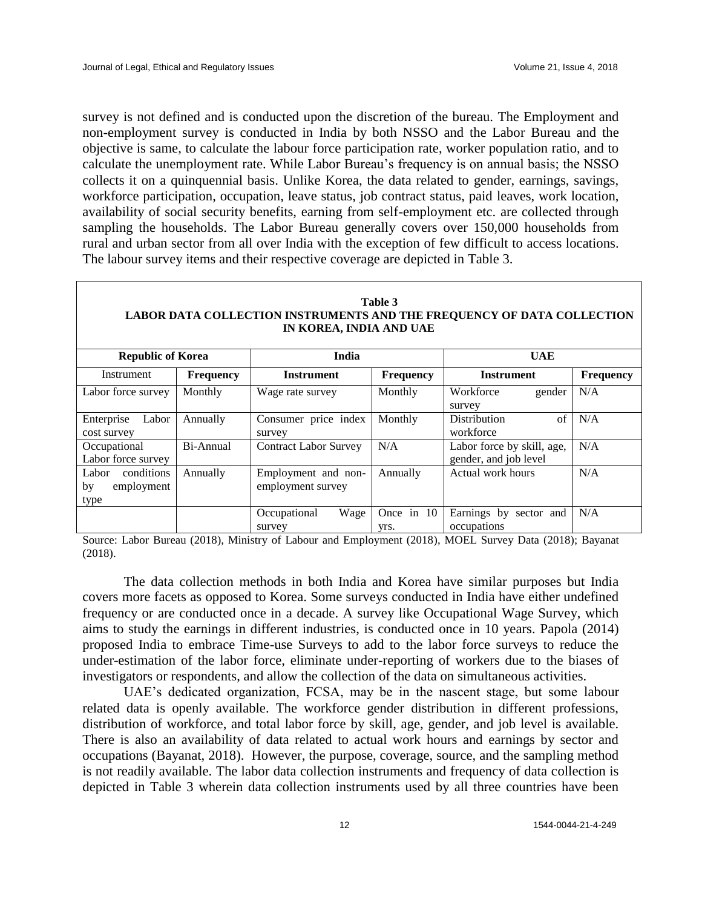survey is not defined and is conducted upon the discretion of the bureau. The Employment and non-employment survey is conducted in India by both NSSO and the Labor Bureau and the objective is same, to calculate the labour force participation rate, worker population ratio, and to calculate the unemployment rate. While Labor Bureau's frequency is on annual basis; the NSSO collects it on a quinquennial basis. Unlike Korea, the data related to gender, earnings, savings, workforce participation, occupation, leave status, job contract status, paid leaves, work location, availability of social security benefits, earning from self-employment etc. are collected through sampling the households. The Labor Bureau generally covers over 150,000 households from rural and urban sector from all over India with the exception of few difficult to access locations. The labour survey items and their respective coverage are depicted in Table 3.

**Table 3**
**LABOR DATA COLLECTION INSTRUMENTS AND THE FREQUENCY OF DATA COLLECTION IN KOREA, INDIA AND UAE**

| **Republic of Korea** | | **India** | | **UAE** | |
|---|---|---|---|---|---|
| Instrument | **Frequency** | **Instrument** | **Frequency** | **Instrument** | **Frequency** |
| Labor force survey | Monthly | Wage rate survey | Monthly | Workforce gender survey | N/A |
| Enterprise Labor cost survey | Annually | Consumer price index survey | Monthly | Distribution of workforce | N/A |
| Occupational Labor force survey | Bi-Annual | Contract Labor Survey | N/A | Labor force by skill, age, gender, and job level | N/A |
| Labor conditions by employment type | Annually | Employment and non-employment survey | Annually | Actual work hours | N/A |
| | | Occupational Wage survey | Once in 10 yrs. | Earnings by sector and occupations | N/A |

Source: Labor Bureau (2018), Ministry of Labour and Employment (2018), MOEL Survey Data (2018); Bayanat (2018).

The data collection methods in both India and Korea have similar purposes but India covers more facets as opposed to Korea. Some surveys conducted in India have either undefined frequency or are conducted once in a decade. A survey like Occupational Wage Survey, which aims to study the earnings in different industries, is conducted once in 10 years. Papola (2014) proposed India to embrace Time-use Surveys to add to the labor force surveys to reduce the under-estimation of the labor force, eliminate under-reporting of workers due to the biases of investigators or respondents, and allow the collection of the data on simultaneous activities.

UAE's dedicated organization, FCSA, may be in the nascent stage, but some labour related data is openly available. The workforce gender distribution in different professions, distribution of workforce, and total labor force by skill, age, gender, and job level is available. There is also an availability of data related to actual work hours and earnings by sector and occupations (Bayanat, 2018). However, the purpose, coverage, source, and the sampling method is not readily available. The labor data collection instruments and frequency of data collection is depicted in Table 3 wherein data collection instruments used by all three countries have been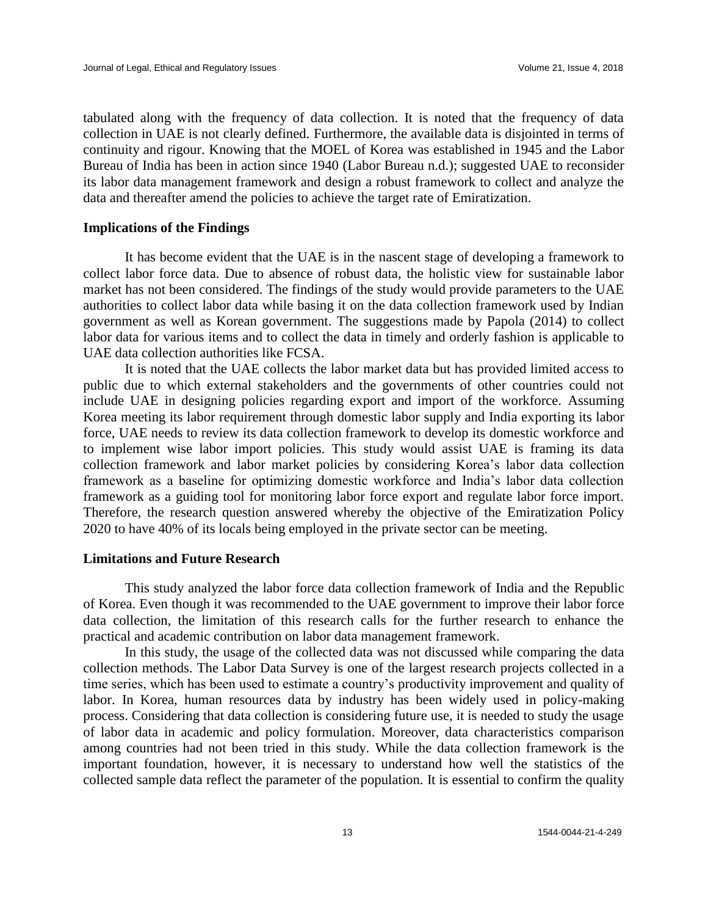tabulated along with the frequency of data collection. It is noted that the frequency of data collection in UAE is not clearly defined. Furthermore, the available data is disjointed in terms of continuity and rigour. Knowing that the MOEL of Korea was established in 1945 and the Labor Bureau of India has been in action since 1940 (Labor Bureau n.d.); suggested UAE to reconsider its labor data management framework and design a robust framework to collect and analyze the data and thereafter amend the policies to achieve the target rate of Emiratization.

### Implications of the Findings

It has become evident that the UAE is in the nascent stage of developing a framework to collect labor force data. Due to absence of robust data, the holistic view for sustainable labor market has not been considered. The findings of the study would provide parameters to the UAE authorities to collect labor data while basing it on the data collection framework used by Indian government as well as Korean government. The suggestions made by Papola (2014) to collect labor data for various items and to collect the data in timely and orderly fashion is applicable to UAE data collection authorities like FCSA.

It is noted that the UAE collects the labor market data but has provided limited access to public due to which external stakeholders and the governments of other countries could not include UAE in designing policies regarding export and import of the workforce. Assuming Korea meeting its labor requirement through domestic labor supply and India exporting its labor force, UAE needs to review its data collection framework to develop its domestic workforce and to implement wise labor import policies. This study would assist UAE is framing its data collection framework and labor market policies by considering Korea's labor data collection framework as a baseline for optimizing domestic workforce and India's labor data collection framework as a guiding tool for monitoring labor force export and regulate labor force import. Therefore, the research question answered whereby the objective of the Emiratization Policy 2020 to have 40% of its locals being employed in the private sector can be meeting.

### Limitations and Future Research

This study analyzed the labor force data collection framework of India and the Republic of Korea. Even though it was recommended to the UAE government to improve their labor force data collection, the limitation of this research calls for the further research to enhance the practical and academic contribution on labor data management framework.

In this study, the usage of the collected data was not discussed while comparing the data collection methods. The Labor Data Survey is one of the largest research projects collected in a time series, which has been used to estimate a country's productivity improvement and quality of labor. In Korea, human resources data by industry has been widely used in policy-making process. Considering that data collection is considering future use, it is needed to study the usage of labor data in academic and policy formulation. Moreover, data characteristics comparison among countries had not been tried in this study. While the data collection framework is the important foundation, however, it is necessary to understand how well the statistics of the collected sample data reflect the parameter of the population. It is essential to confirm the quality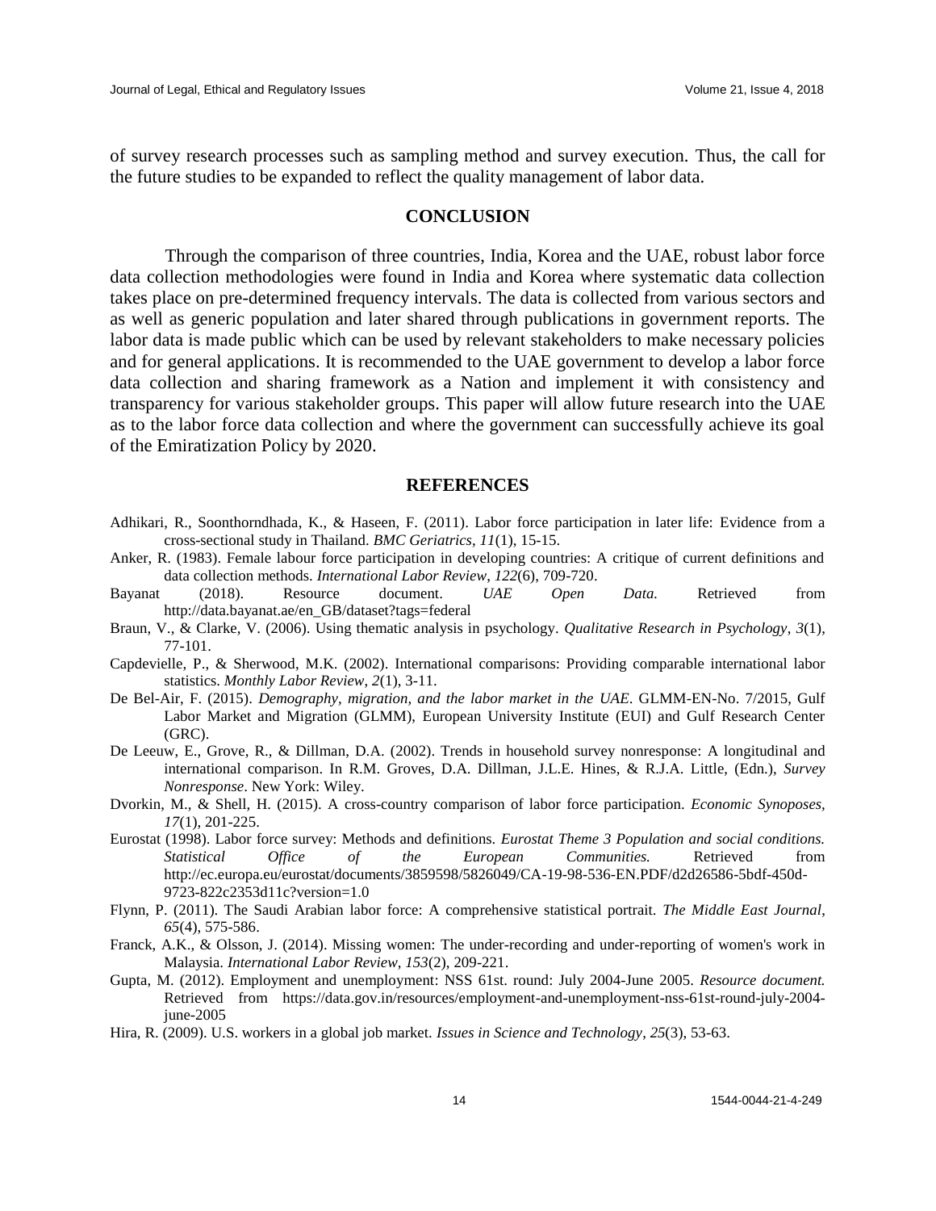of survey research processes such as sampling method and survey execution. Thus, the call for the future studies to be expanded to reflect the quality management of labor data.

## CONCLUSION

Through the comparison of three countries, India, Korea and the UAE, robust labor force data collection methodologies were found in India and Korea where systematic data collection takes place on pre-determined frequency intervals. The data is collected from various sectors and as well as generic population and later shared through publications in government reports. The labor data is made public which can be used by relevant stakeholders to make necessary policies and for general applications. It is recommended to the UAE government to develop a labor force data collection and sharing framework as a Nation and implement it with consistency and transparency for various stakeholder groups. This paper will allow future research into the UAE as to the labor force data collection and where the government can successfully achieve its goal of the Emiratization Policy by 2020.

## REFERENCES

Adhikari, R., Soonthorndhada, K., & Haseen, F. (2011). Labor force participation in later life: Evidence from a cross-sectional study in Thailand. *BMC Geriatrics*, *11*(1), 15-15.

Anker, R. (1983). Female labour force participation in developing countries: A critique of current definitions and data collection methods. *International Labor Review*, *122*(6), 709-720.

Bayanat (2018). Resource document. *UAE Open Data.* Retrieved from http://data.bayanat.ae/en_GB/dataset?tags=federal

Braun, V., & Clarke, V. (2006). Using thematic analysis in psychology. *Qualitative Research in Psychology*, *3*(1), 77-101.

Capdevielle, P., & Sherwood, M.K. (2002). International comparisons: Providing comparable international labor statistics. *Monthly Labor Review*, *2*(1), 3-11.

De Bel-Air, F. (2015). *Demography, migration, and the labor market in the UAE*. GLMM-EN-No. 7/2015, Gulf Labor Market and Migration (GLMM), European University Institute (EUI) and Gulf Research Center (GRC).

De Leeuw, E., Grove, R., & Dillman, D.A. (2002). Trends in household survey nonresponse: A longitudinal and international comparison. In R.M. Groves, D.A. Dillman, J.L.E. Hines, & R.J.A. Little, (Edn.), *Survey Nonresponse*. New York: Wiley.

Dvorkin, M., & Shell, H. (2015). A cross-country comparison of labor force participation. *Economic Synoposes, 17*(1), 201-225.

Eurostat (1998). Labor force survey: Methods and definitions. *Eurostat Theme 3 Population and social conditions. Statistical Office of the European Communities.* Retrieved from http://ec.europa.eu/eurostat/documents/3859598/5826049/CA-19-98-536-EN.PDF/d2d26586-5bdf-450d-9723-822c2353d11c?version=1.0

Flynn, P. (2011). The Saudi Arabian labor force: A comprehensive statistical portrait. *The Middle East Journal*, *65*(4), 575-586.

Franck, A.K., & Olsson, J. (2014). Missing women: The under-recording and under-reporting of women's work in Malaysia. *International Labor Review*, *153*(2), 209-221.

Gupta, M. (2012). Employment and unemployment: NSS 61st. round: July 2004-June 2005. *Resource document.* Retrieved from https://data.gov.in/resources/employment-and-unemployment-nss-61st-round-july-2004-june-2005

Hira, R. (2009). U.S. workers in a global job market. *Issues in Science and Technology*, *25*(3), 53-63.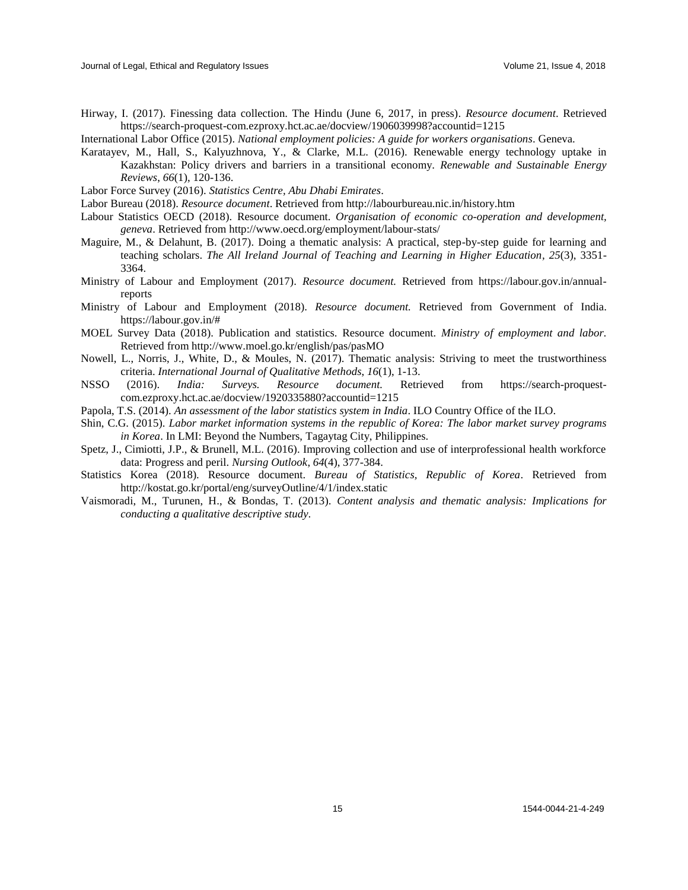Hirway, I. (2017). Finessing data collection. The Hindu (June 6, 2017, in press). *Resource document*. Retrieved https://search-proquest-com.ezproxy.hct.ac.ae/docview/1906039998?accountid=1215

International Labor Office (2015). *National employment policies: A guide for workers organisations*. Geneva.

Karatayev, M., Hall, S., Kalyuzhnova, Y., & Clarke, M.L. (2016). Renewable energy technology uptake in Kazakhstan: Policy drivers and barriers in a transitional economy. *Renewable and Sustainable Energy Reviews*, *66*(1), 120-136.

Labor Force Survey (2016). *Statistics Centre, Abu Dhabi Emirates*.

Labor Bureau (2018). *Resource document*. Retrieved from http://labourbureau.nic.in/history.htm

Labour Statistics OECD (2018). Resource document. *Organisation of economic co-operation and development, geneva*. Retrieved from http://www.oecd.org/employment/labour-stats/

Maguire, M., & Delahunt, B. (2017). Doing a thematic analysis: A practical, step-by-step guide for learning and teaching scholars. *The All Ireland Journal of Teaching and Learning in Higher Education*, *25*(3), 3351-3364.

Ministry of Labour and Employment (2017). *Resource document.* Retrieved from https://labour.gov.in/annual-reports

Ministry of Labour and Employment (2018). *Resource document.* Retrieved from Government of India. https://labour.gov.in/#

MOEL Survey Data (2018). Publication and statistics. Resource document. *Ministry of employment and labor.* Retrieved from http://www.moel.go.kr/english/pas/pasMO

Nowell, L., Norris, J., White, D., & Moules, N. (2017). Thematic analysis: Striving to meet the trustworthiness criteria. *International Journal of Qualitative Methods*, *16*(1), 1-13.

NSSO (2016). *India: Surveys. Resource document.* Retrieved from https://search-proquest-com.ezproxy.hct.ac.ae/docview/1920335880?accountid=1215

Papola, T.S. (2014). *An assessment of the labor statistics system in India*. ILO Country Office of the ILO.

Shin, C.G. (2015). *Labor market information systems in the republic of Korea: The labor market survey programs in Korea*. In LMI: Beyond the Numbers, Tagaytag City, Philippines.

Spetz, J., Cimiotti, J.P., & Brunell, M.L. (2016). Improving collection and use of interprofessional health workforce data: Progress and peril. *Nursing Outlook*, *64*(4), 377-384.

Statistics Korea (2018). Resource document. *Bureau of Statistics, Republic of Korea*. Retrieved from http://kostat.go.kr/portal/eng/surveyOutline/4/1/index.static

Vaismoradi, M., Turunen, H., & Bondas, T. (2013). *Content analysis and thematic analysis: Implications for conducting a qualitative descriptive study*.